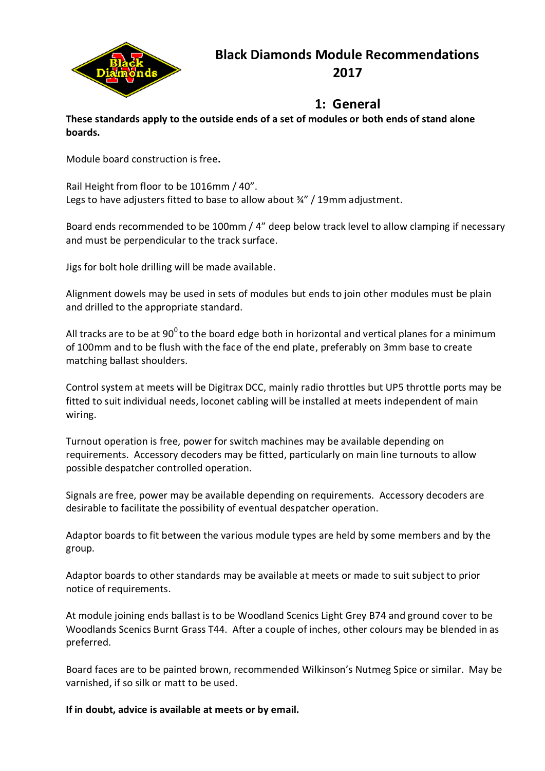# Black Diamonds Module Recommendations 2017

## 1: General

**These standards apply to the outside ends of a set of modules or both ends of stand alone boards.**

Module board construction is free**.**

Rail Height from floor to be 1016mm / 40".
Legs to have adjusters fitted to base to allow about ¾" / 19mm adjustment.

Board ends recommended to be 100mm / 4" deep below track level to allow clamping if necessary and must be perpendicular to the track surface.

Jigs for bolt hole drilling will be made available.

Alignment dowels may be used in sets of modules but ends to join other modules must be plain and drilled to the appropriate standard.

All tracks are to be at $90^0$ to the board edge both in horizontal and vertical planes for a minimum of 100mm and to be flush with the face of the end plate, preferably on 3mm base to create matching ballast shoulders.

Control system at meets will be Digitrax DCC, mainly radio throttles but UP5 throttle ports may be fitted to suit individual needs, loconet cabling will be installed at meets independent of main wiring.

Turnout operation is free, power for switch machines may be available depending on requirements. Accessory decoders may be fitted, particularly on main line turnouts to allow possible despatcher controlled operation.

Signals are free, power may be available depending on requirements. Accessory decoders are desirable to facilitate the possibility of eventual despatcher operation.

Adaptor boards to fit between the various module types are held by some members and by the group.

Adaptor boards to other standards may be available at meets or made to suit subject to prior notice of requirements.

At module joining ends ballast is to be Woodland Scenics Light Grey B74 and ground cover to be Woodlands Scenics Burnt Grass T44. After a couple of inches, other colours may be blended in as preferred.

Board faces are to be painted brown, recommended Wilkinson's Nutmeg Spice or similar. May be varnished, if so silk or matt to be used.

**If in doubt, advice is available at meets or by email.**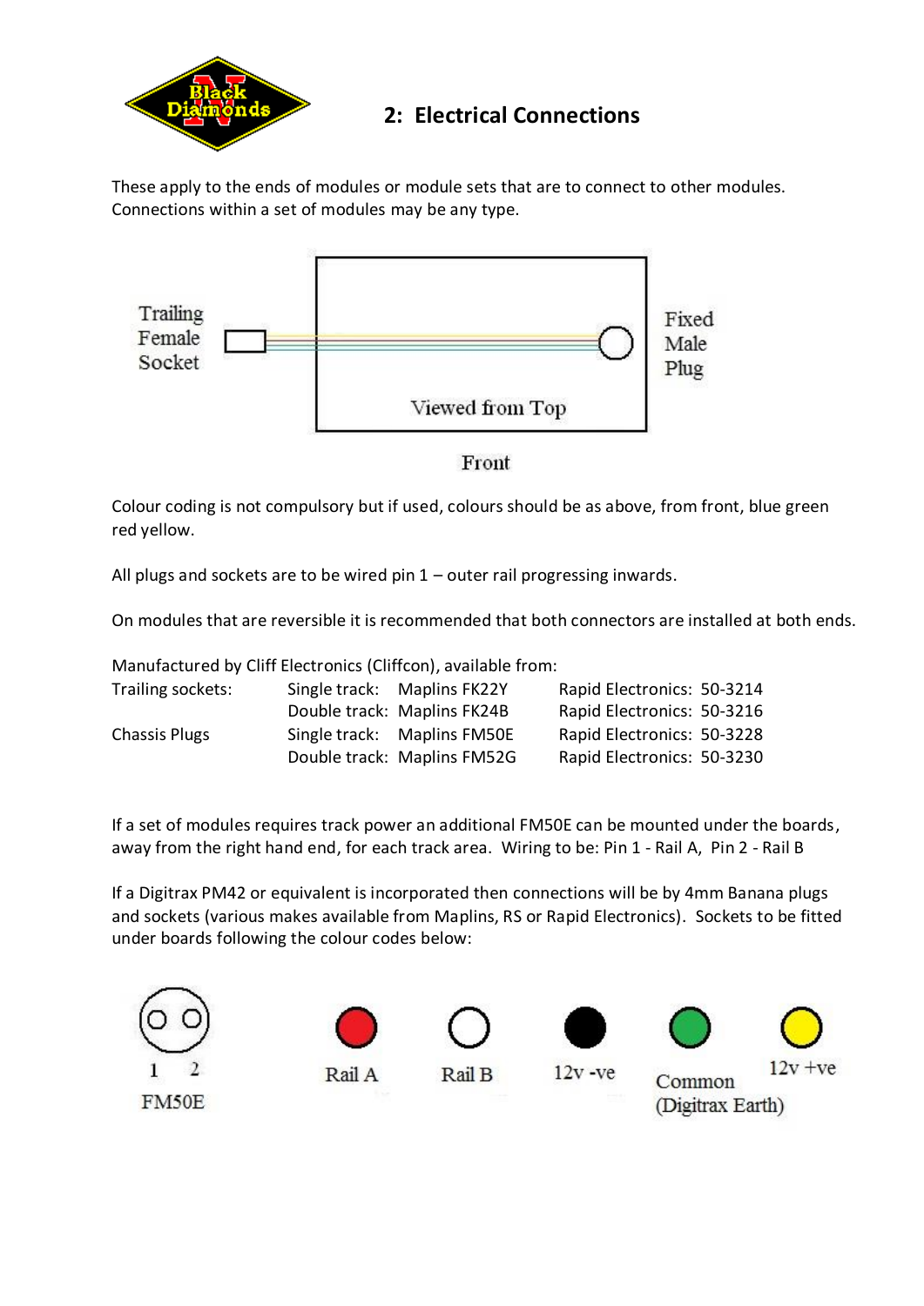## 2: Electrical Connections

These apply to the ends of modules or module sets that are to connect to other modules. Connections within a set of modules may be any type.

Trailing Female Socket

Fixed Male Plug

Viewed from Top

Front

Colour coding is not compulsory but if used, colours should be as above, from front, blue green red yellow.

All plugs and sockets are to be wired pin 1 – outer rail progressing inwards.

On modules that are reversible it is recommended that both connectors are installed at both ends.

Manufactured by Cliff Electronics (Cliffcon), available from:

| | | | |
|---|---|---|---|
| Trailing sockets: | Single track: | Maplins FK22Y | Rapid Electronics: 50-3214 |
| | Double track: | Maplins FK24B | Rapid Electronics: 50-3216 |
| Chassis Plugs | Single track: | Maplins FM50E | Rapid Electronics: 50-3228 |
| | Double track: | Maplins FM52G | Rapid Electronics: 50-3230 |

If a set of modules requires track power an additional FM50E can be mounted under the boards, away from the right hand end, for each track area. Wiring to be: Pin 1 - Rail A, Pin 2 - Rail B

If a Digitrax PM42 or equivalent is incorporated then connections will be by 4mm Banana plugs and sockets (various makes available from Maplins, RS or Rapid Electronics). Sockets to be fitted under boards following the colour codes below:

FM50E: 1, 2

Rail A — Red

Rail B — White

12v -ve — Black

Common (Digitrax Earth) — Green

12v +ve — Yellow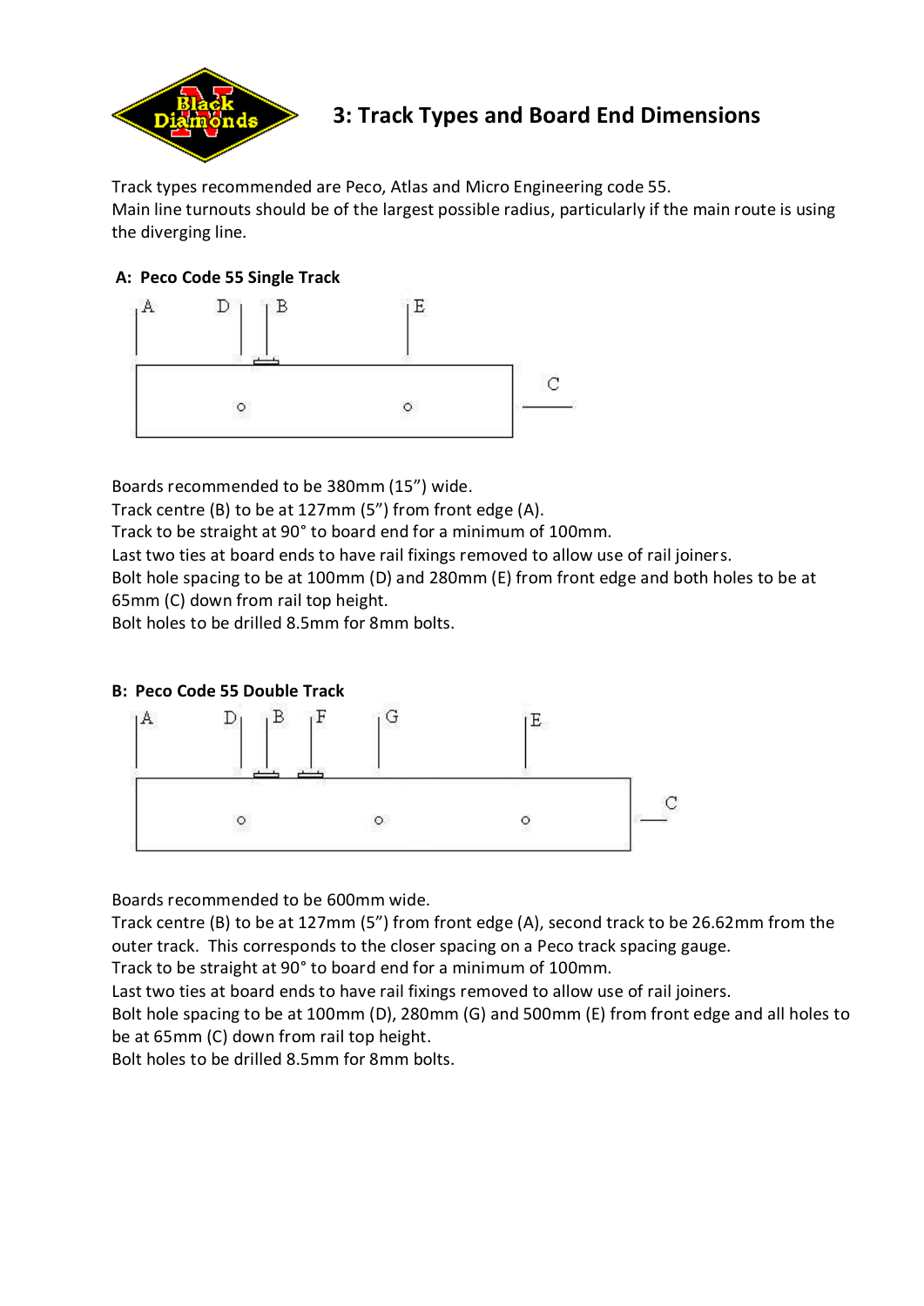# 3: Track Types and Board End Dimensions

Track types recommended are Peco, Atlas and Micro Engineering code 55.
Main line turnouts should be of the largest possible radius, particularly if the main route is using the diverging line.

**A: Peco Code 55 Single Track**

Boards recommended to be 380mm (15") wide.
Track centre (B) to be at 127mm (5") from front edge (A).
Track to be straight at 90° to board end for a minimum of 100mm.
Last two ties at board ends to have rail fixings removed to allow use of rail joiners.
Bolt hole spacing to be at 100mm (D) and 280mm (E) from front edge and both holes to be at 65mm (C) down from rail top height.
Bolt holes to be drilled 8.5mm for 8mm bolts.

**B: Peco Code 55 Double Track**

Boards recommended to be 600mm wide.
Track centre (B) to be at 127mm (5") from front edge (A), second track to be 26.62mm from the outer track. This corresponds to the closer spacing on a Peco track spacing gauge.
Track to be straight at 90° to board end for a minimum of 100mm.
Last two ties at board ends to have rail fixings removed to allow use of rail joiners.
Bolt hole spacing to be at 100mm (D), 280mm (G) and 500mm (E) from front edge and all holes to be at 65mm (C) down from rail top height.
Bolt holes to be drilled 8.5mm for 8mm bolts.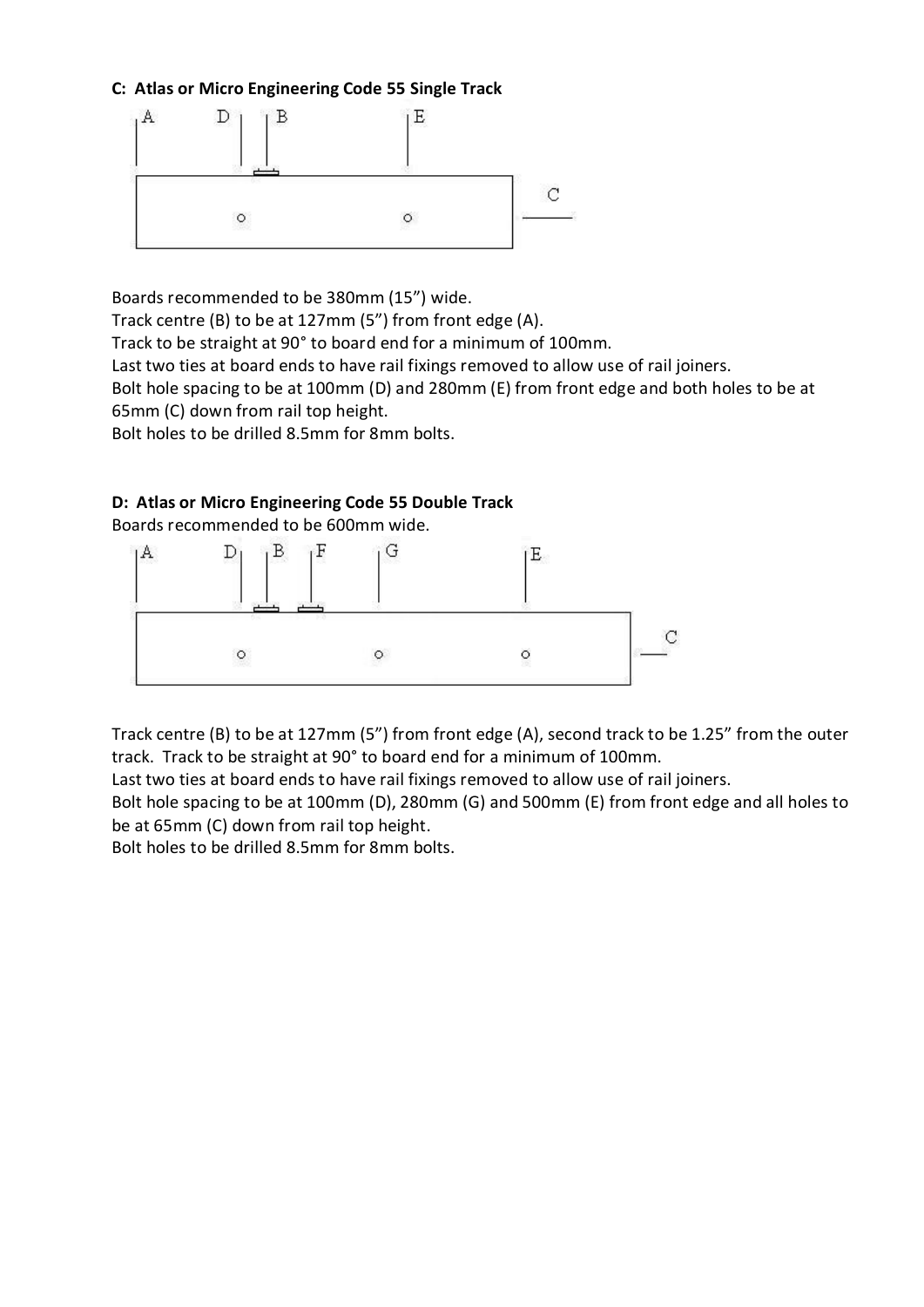**C: Atlas or Micro Engineering Code 55 Single Track**

Boards recommended to be 380mm (15") wide.
Track centre (B) to be at 127mm (5") from front edge (A).
Track to be straight at 90° to board end for a minimum of 100mm.
Last two ties at board ends to have rail fixings removed to allow use of rail joiners.
Bolt hole spacing to be at 100mm (D) and 280mm (E) from front edge and both holes to be at 65mm (C) down from rail top height.
Bolt holes to be drilled 8.5mm for 8mm bolts.

**D: Atlas or Micro Engineering Code 55 Double Track**

Boards recommended to be 600mm wide.

Track centre (B) to be at 127mm (5") from front edge (A), second track to be 1.25" from the outer track. Track to be straight at 90° to board end for a minimum of 100mm.
Last two ties at board ends to have rail fixings removed to allow use of rail joiners.
Bolt hole spacing to be at 100mm (D), 280mm (G) and 500mm (E) from front edge and all holes to be at 65mm (C) down from rail top height.
Bolt holes to be drilled 8.5mm for 8mm bolts.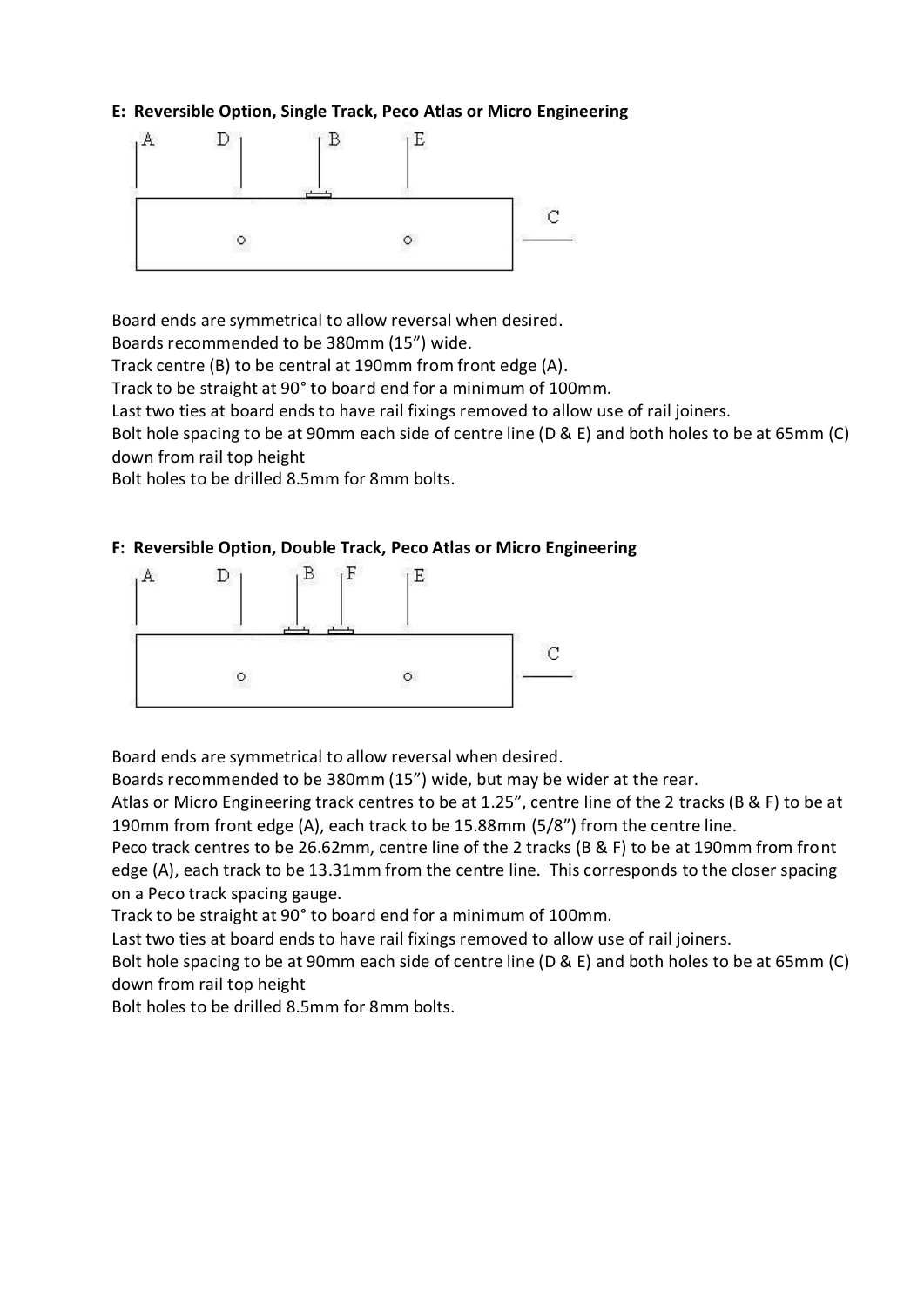**E: Reversible Option, Single Track, Peco Atlas or Micro Engineering**

A D B E C

Board ends are symmetrical to allow reversal when desired.
Boards recommended to be 380mm (15") wide.
Track centre (B) to be central at 190mm from front edge (A).
Track to be straight at 90° to board end for a minimum of 100mm.
Last two ties at board ends to have rail fixings removed to allow use of rail joiners.
Bolt hole spacing to be at 90mm each side of centre line (D & E) and both holes to be at 65mm (C) down from rail top height
Bolt holes to be drilled 8.5mm for 8mm bolts.

**F: Reversible Option, Double Track, Peco Atlas or Micro Engineering**

A D B F E C

Board ends are symmetrical to allow reversal when desired.
Boards recommended to be 380mm (15") wide, but may be wider at the rear.
Atlas or Micro Engineering track centres to be at 1.25", centre line of the 2 tracks (B & F) to be at 190mm from front edge (A), each track to be 15.88mm (5/8") from the centre line.
Peco track centres to be 26.62mm, centre line of the 2 tracks (B & F) to be at 190mm from front edge (A), each track to be 13.31mm from the centre line. This corresponds to the closer spacing on a Peco track spacing gauge.
Track to be straight at 90° to board end for a minimum of 100mm.
Last two ties at board ends to have rail fixings removed to allow use of rail joiners.
Bolt hole spacing to be at 90mm each side of centre line (D & E) and both holes to be at 65mm (C) down from rail top height
Bolt holes to be drilled 8.5mm for 8mm bolts.